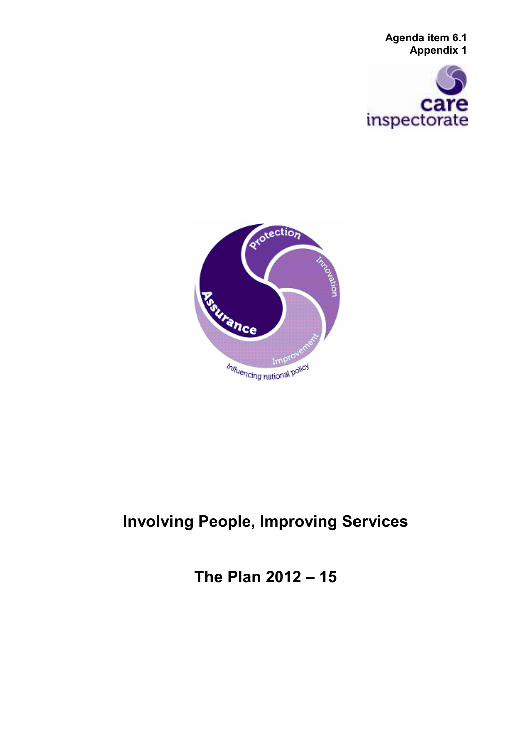**Agenda item 6.1**
**Appendix 1**

# Involving People, Improving Services

# The Plan 2012 – 15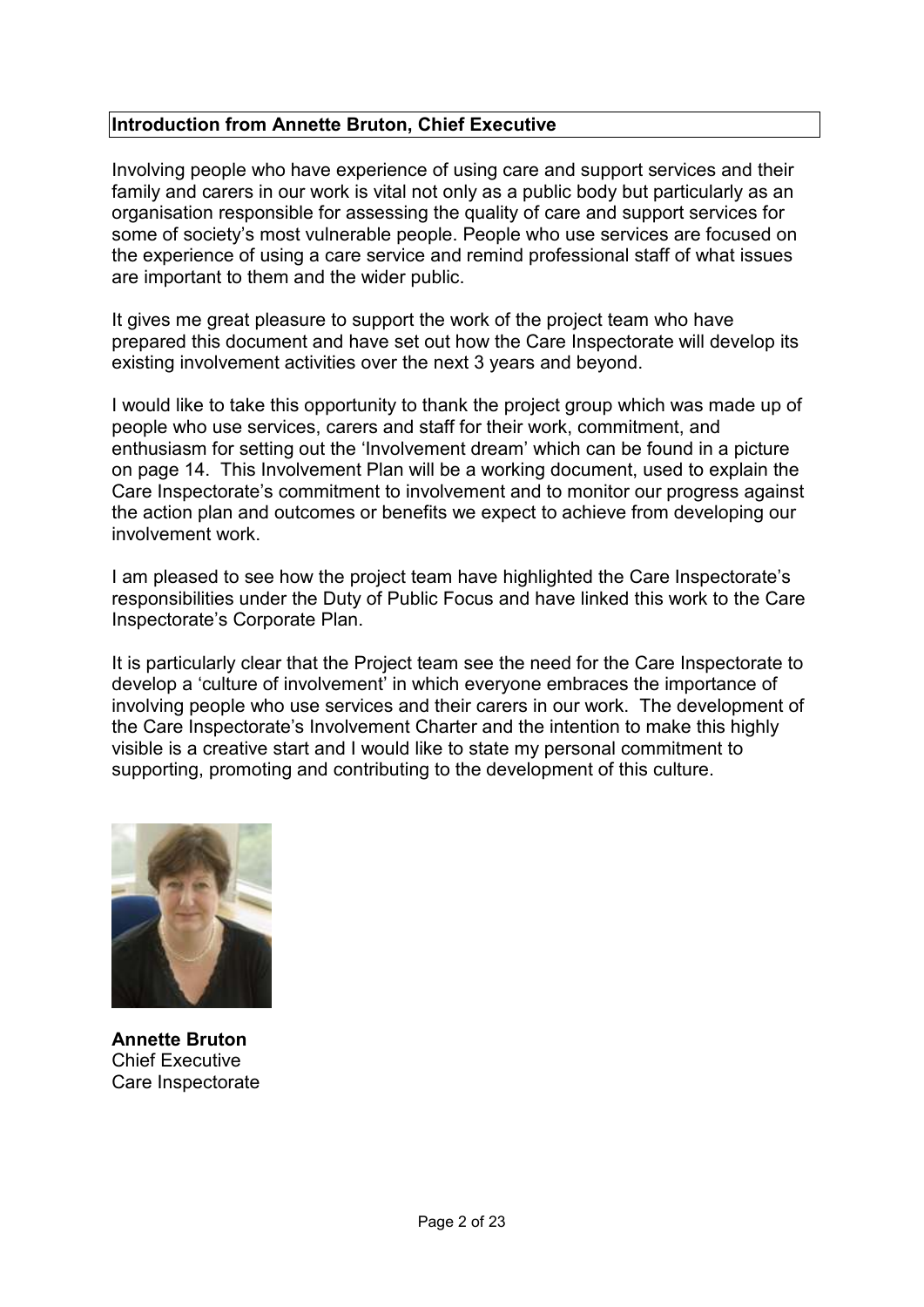## Introduction from Annette Bruton, Chief Executive

Involving people who have experience of using care and support services and their family and carers in our work is vital not only as a public body but particularly as an organisation responsible for assessing the quality of care and support services for some of society's most vulnerable people. People who use services are focused on the experience of using a care service and remind professional staff of what issues are important to them and the wider public.

It gives me great pleasure to support the work of the project team who have prepared this document and have set out how the Care Inspectorate will develop its existing involvement activities over the next 3 years and beyond.

I would like to take this opportunity to thank the project group which was made up of people who use services, carers and staff for their work, commitment, and enthusiasm for setting out the 'Involvement dream' which can be found in a picture on page 14. This Involvement Plan will be a working document, used to explain the Care Inspectorate's commitment to involvement and to monitor our progress against the action plan and outcomes or benefits we expect to achieve from developing our involvement work.

I am pleased to see how the project team have highlighted the Care Inspectorate's responsibilities under the Duty of Public Focus and have linked this work to the Care Inspectorate's Corporate Plan.

It is particularly clear that the Project team see the need for the Care Inspectorate to develop a 'culture of involvement' in which everyone embraces the importance of involving people who use services and their carers in our work. The development of the Care Inspectorate's Involvement Charter and the intention to make this highly visible is a creative start and I would like to state my personal commitment to supporting, promoting and contributing to the development of this culture.

**Annette Bruton**
Chief Executive
Care Inspectorate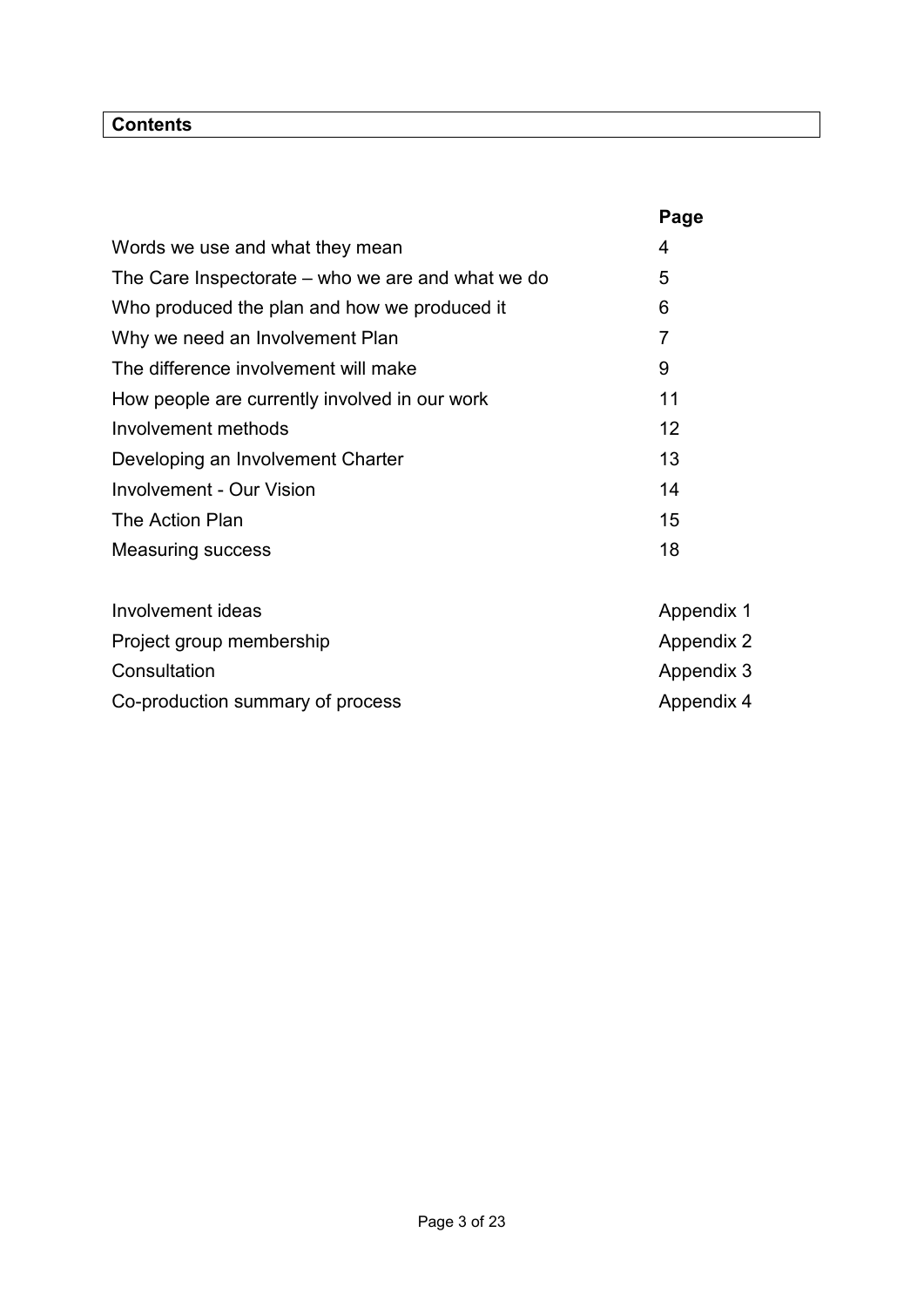## Contents

| | Page |
|---|---|
| Words we use and what they mean | 4 |
| The Care Inspectorate – who we are and what we do | 5 |
| Who produced the plan and how we produced it | 6 |
| Why we need an Involvement Plan | 7 |
| The difference involvement will make | 9 |
| How people are currently involved in our work | 11 |
| Involvement methods | 12 |
| Developing an Involvement Charter | 13 |
| Involvement - Our Vision | 14 |
| The Action Plan | 15 |
| Measuring success | 18 |
| | |
| Involvement ideas | Appendix 1 |
| Project group membership | Appendix 2 |
| Consultation | Appendix 3 |
| Co-production summary of process | Appendix 4 |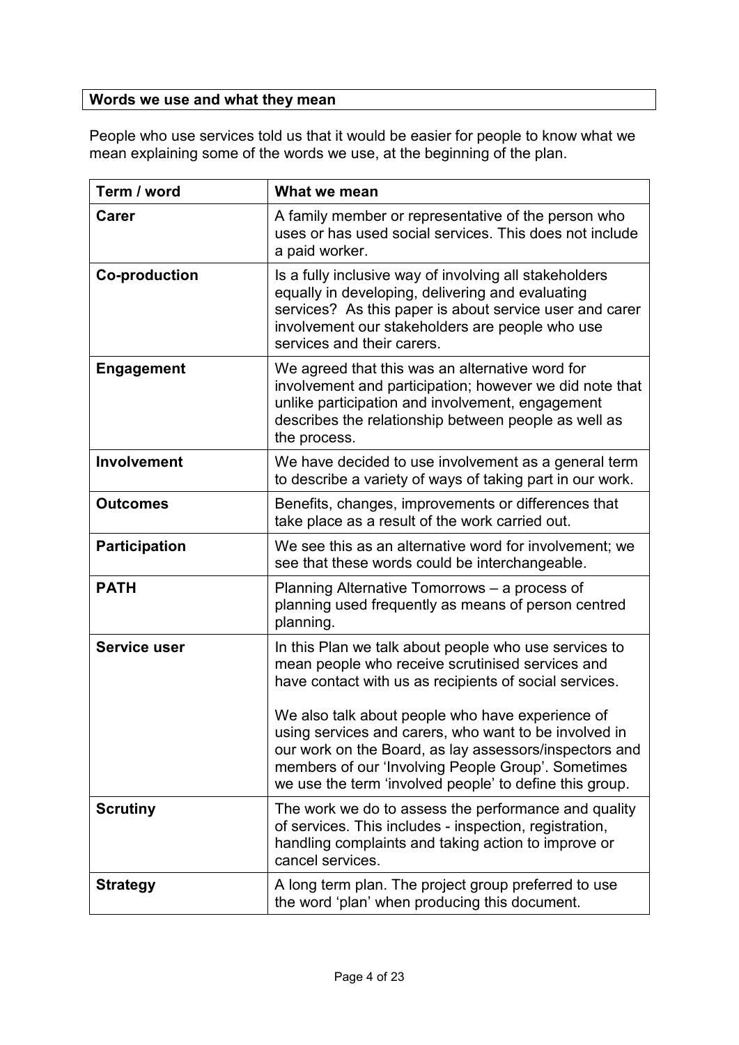## Words we use and what they mean

People who use services told us that it would be easier for people to know what we mean explaining some of the words we use, at the beginning of the plan.

| Term / word | What we mean |
|---|---|
| **Carer** | A family member or representative of the person who uses or has used social services. This does not include a paid worker. |
| **Co-production** | Is a fully inclusive way of involving all stakeholders equally in developing, delivering and evaluating services? As this paper is about service user and carer involvement our stakeholders are people who use services and their carers. |
| **Engagement** | We agreed that this was an alternative word for involvement and participation; however we did note that unlike participation and involvement, engagement describes the relationship between people as well as the process. |
| **Involvement** | We have decided to use involvement as a general term to describe a variety of ways of taking part in our work. |
| **Outcomes** | Benefits, changes, improvements or differences that take place as a result of the work carried out. |
| **Participation** | We see this as an alternative word for involvement; we see that these words could be interchangeable. |
| **PATH** | Planning Alternative Tomorrows – a process of planning used frequently as means of person centred planning. |
| **Service user** | In this Plan we talk about people who use services to mean people who receive scrutinised services and have contact with us as recipients of social services.<br><br>We also talk about people who have experience of using services and carers, who want to be involved in our work on the Board, as lay assessors/inspectors and members of our 'Involving People Group'. Sometimes we use the term 'involved people' to define this group. |
| **Scrutiny** | The work we do to assess the performance and quality of services. This includes - inspection, registration, handling complaints and taking action to improve or cancel services. |
| **Strategy** | A long term plan. The project group preferred to use the word 'plan' when producing this document. |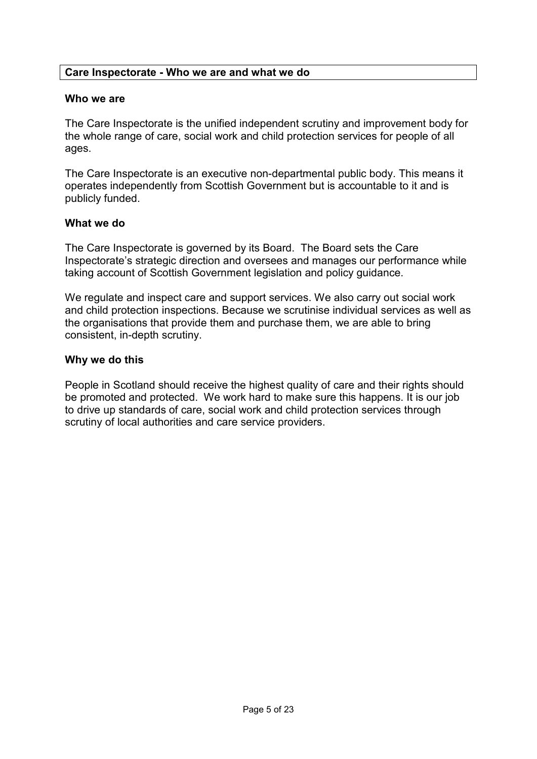## Care Inspectorate - Who we are and what we do

### Who we are

The Care Inspectorate is the unified independent scrutiny and improvement body for the whole range of care, social work and child protection services for people of all ages.

The Care Inspectorate is an executive non-departmental public body. This means it operates independently from Scottish Government but is accountable to it and is publicly funded.

### What we do

The Care Inspectorate is governed by its Board. The Board sets the Care Inspectorate's strategic direction and oversees and manages our performance while taking account of Scottish Government legislation and policy guidance.

We regulate and inspect care and support services. We also carry out social work and child protection inspections. Because we scrutinise individual services as well as the organisations that provide them and purchase them, we are able to bring consistent, in-depth scrutiny.

### Why we do this

People in Scotland should receive the highest quality of care and their rights should be promoted and protected. We work hard to make sure this happens. It is our job to drive up standards of care, social work and child protection services through scrutiny of local authorities and care service providers.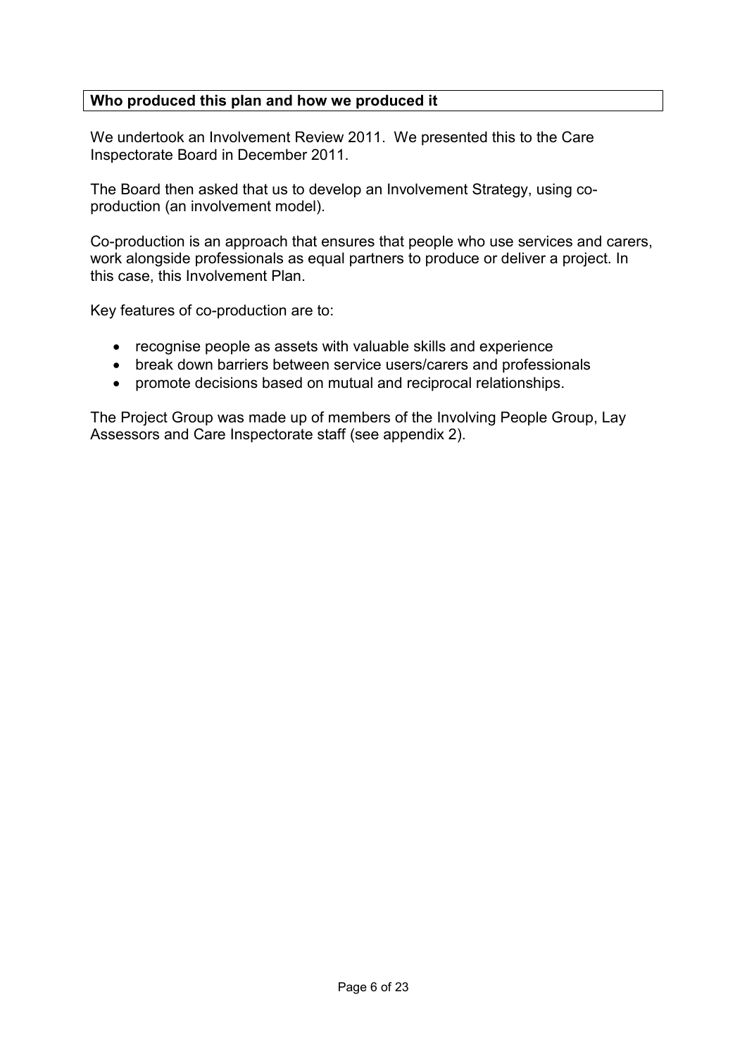**Who produced this plan and how we produced it**

We undertook an Involvement Review 2011. We presented this to the Care Inspectorate Board in December 2011.

The Board then asked that us to develop an Involvement Strategy, using co-production (an involvement model).

Co-production is an approach that ensures that people who use services and carers, work alongside professionals as equal partners to produce or deliver a project. In this case, this Involvement Plan.

Key features of co-production are to:

- recognise people as assets with valuable skills and experience
- break down barriers between service users/carers and professionals
- promote decisions based on mutual and reciprocal relationships.

The Project Group was made up of members of the Involving People Group, Lay Assessors and Care Inspectorate staff (see appendix 2).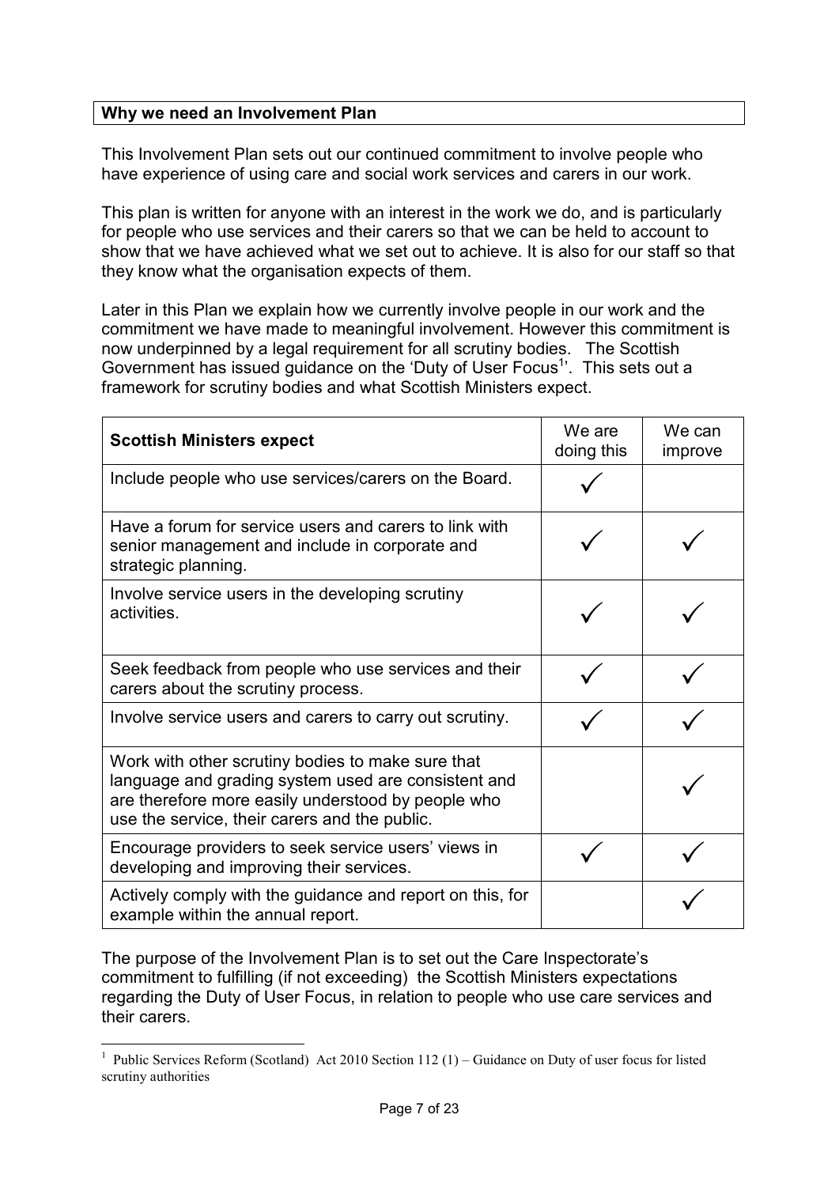## Why we need an Involvement Plan

This Involvement Plan sets out our continued commitment to involve people who have experience of using care and social work services and carers in our work.

This plan is written for anyone with an interest in the work we do, and is particularly for people who use services and their carers so that we can be held to account to show that we have achieved what we set out to achieve. It is also for our staff so that they know what the organisation expects of them.

Later in this Plan we explain how we currently involve people in our work and the commitment we have made to meaningful involvement. However this commitment is now underpinned by a legal requirement for all scrutiny bodies. The Scottish Government has issued guidance on the 'Duty of User Focus[1]'. This sets out a framework for scrutiny bodies and what Scottish Ministers expect.

| **Scottish Ministers expect** | We are doing this | We can improve |
|---|---|---|
| Include people who use services/carers on the Board. | ✓ | |
| Have a forum for service users and carers to link with senior management and include in corporate and strategic planning. | ✓ | ✓ |
| Involve service users in the developing scrutiny activities. | ✓ | ✓ |
| Seek feedback from people who use services and their carers about the scrutiny process. | ✓ | ✓ |
| Involve service users and carers to carry out scrutiny. | ✓ | ✓ |
| Work with other scrutiny bodies to make sure that language and grading system used are consistent and are therefore more easily understood by people who use the service, their carers and the public. | | ✓ |
| Encourage providers to seek service users' views in developing and improving their services. | ✓ | ✓ |
| Actively comply with the guidance and report on this, for example within the annual report. | | ✓ |

The purpose of the Involvement Plan is to set out the Care Inspectorate's commitment to fulfilling (if not exceeding) the Scottish Ministers expectations regarding the Duty of User Focus, in relation to people who use care services and their carers.

[1] Public Services Reform (Scotland) Act 2010 Section 112 (1) – Guidance on Duty of user focus for listed scrutiny authorities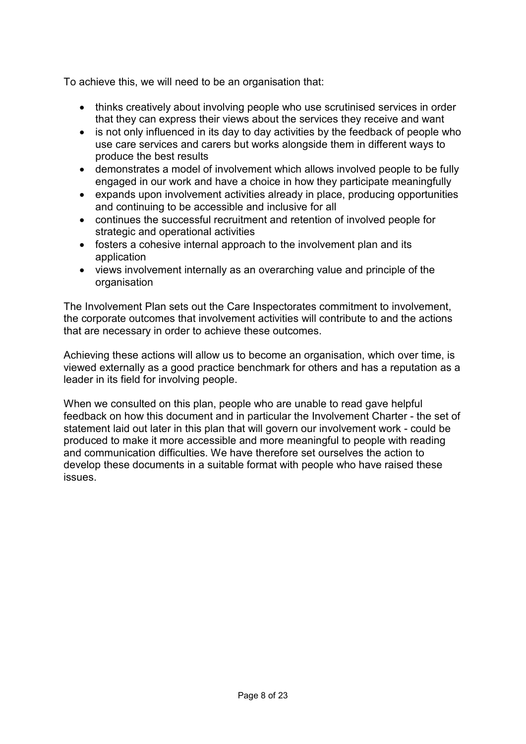To achieve this, we will need to be an organisation that:

- thinks creatively about involving people who use scrutinised services in order that they can express their views about the services they receive and want
- is not only influenced in its day to day activities by the feedback of people who use care services and carers but works alongside them in different ways to produce the best results
- demonstrates a model of involvement which allows involved people to be fully engaged in our work and have a choice in how they participate meaningfully
- expands upon involvement activities already in place, producing opportunities and continuing to be accessible and inclusive for all
- continues the successful recruitment and retention of involved people for strategic and operational activities
- fosters a cohesive internal approach to the involvement plan and its application
- views involvement internally as an overarching value and principle of the organisation

The Involvement Plan sets out the Care Inspectorates commitment to involvement, the corporate outcomes that involvement activities will contribute to and the actions that are necessary in order to achieve these outcomes.

Achieving these actions will allow us to become an organisation, which over time, is viewed externally as a good practice benchmark for others and has a reputation as a leader in its field for involving people.

When we consulted on this plan, people who are unable to read gave helpful feedback on how this document and in particular the Involvement Charter - the set of statement laid out later in this plan that will govern our involvement work - could be produced to make it more accessible and more meaningful to people with reading and communication difficulties. We have therefore set ourselves the action to develop these documents in a suitable format with people who have raised these issues.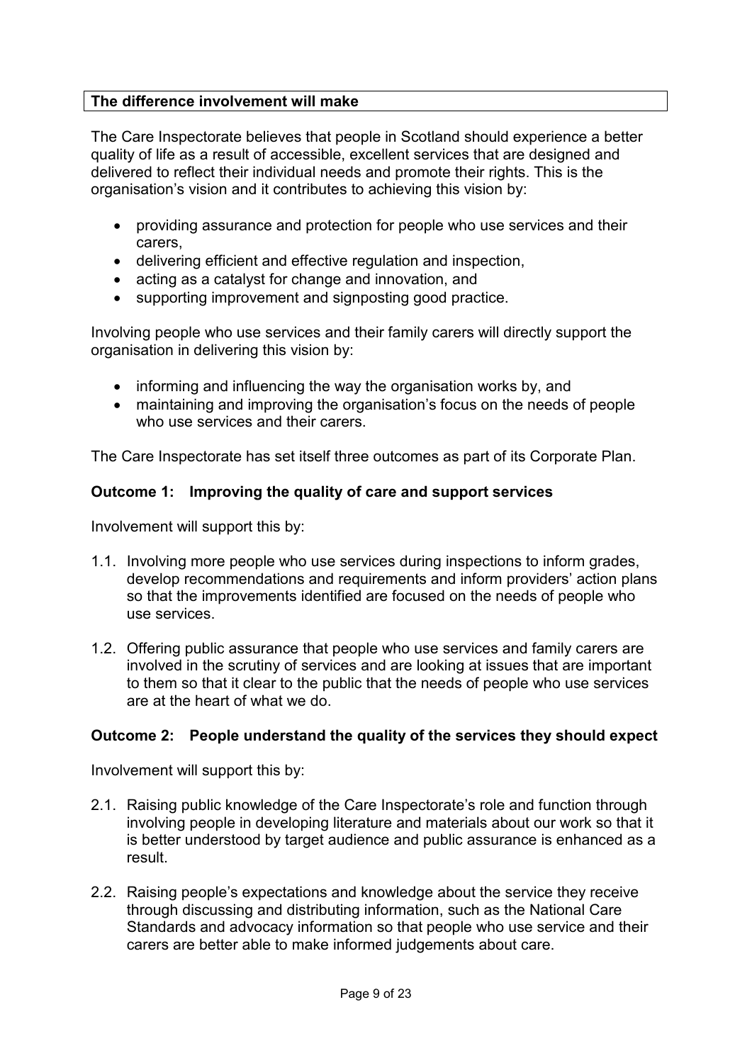## The difference involvement will make

The Care Inspectorate believes that people in Scotland should experience a better quality of life as a result of accessible, excellent services that are designed and delivered to reflect their individual needs and promote their rights. This is the organisation's vision and it contributes to achieving this vision by:

- providing assurance and protection for people who use services and their carers,
- delivering efficient and effective regulation and inspection,
- acting as a catalyst for change and innovation, and
- supporting improvement and signposting good practice.

Involving people who use services and their family carers will directly support the organisation in delivering this vision by:

- informing and influencing the way the organisation works by, and
- maintaining and improving the organisation's focus on the needs of people who use services and their carers.

The Care Inspectorate has set itself three outcomes as part of its Corporate Plan.

### Outcome 1: Improving the quality of care and support services

Involvement will support this by:

1.1. Involving more people who use services during inspections to inform grades, develop recommendations and requirements and inform providers' action plans so that the improvements identified are focused on the needs of people who use services.

1.2. Offering public assurance that people who use services and family carers are involved in the scrutiny of services and are looking at issues that are important to them so that it clear to the public that the needs of people who use services are at the heart of what we do.

### Outcome 2: People understand the quality of the services they should expect

Involvement will support this by:

2.1. Raising public knowledge of the Care Inspectorate's role and function through involving people in developing literature and materials about our work so that it is better understood by target audience and public assurance is enhanced as a result.

2.2. Raising people's expectations and knowledge about the service they receive through discussing and distributing information, such as the National Care Standards and advocacy information so that people who use service and their carers are better able to make informed judgements about care.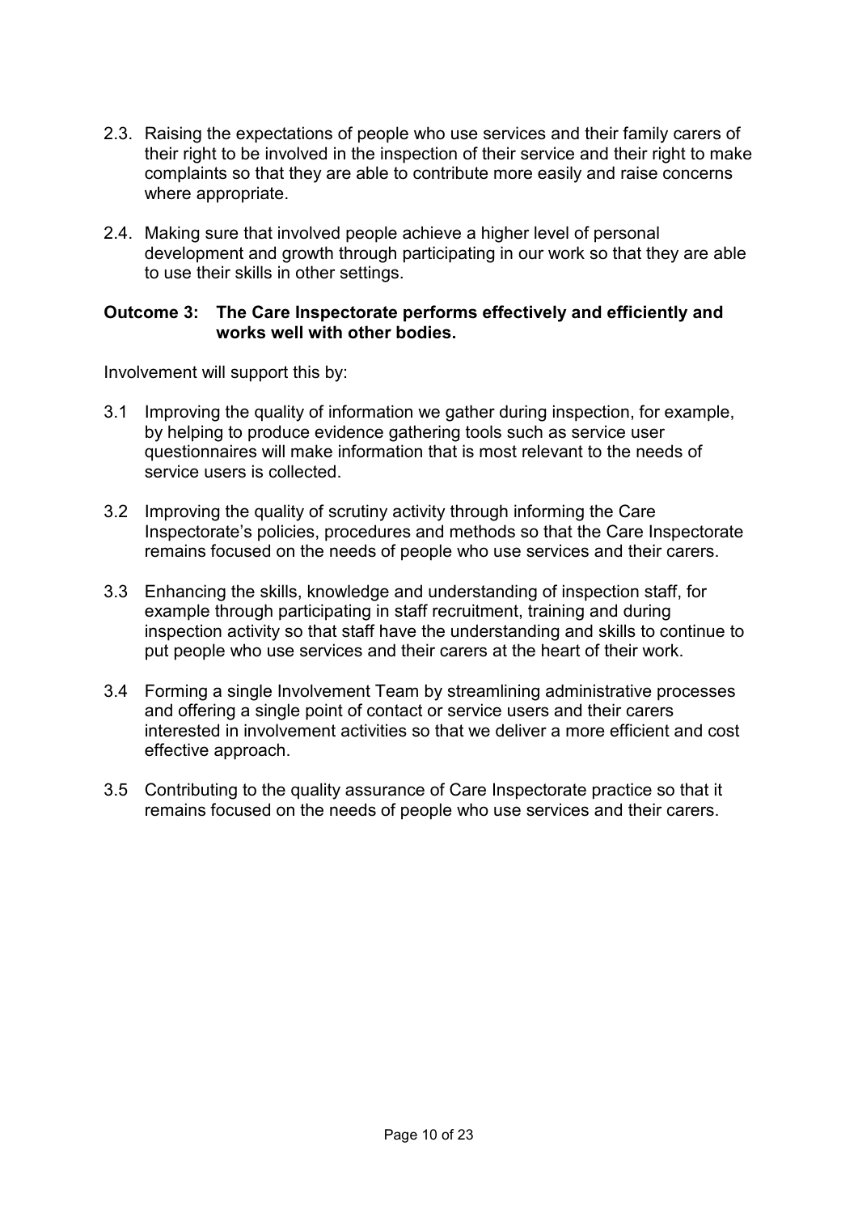2.3. Raising the expectations of people who use services and their family carers of their right to be involved in the inspection of their service and their right to make complaints so that they are able to contribute more easily and raise concerns where appropriate.

2.4. Making sure that involved people achieve a higher level of personal development and growth through participating in our work so that they are able to use their skills in other settings.

**Outcome 3: The Care Inspectorate performs effectively and efficiently and works well with other bodies.**

Involvement will support this by:

3.1 Improving the quality of information we gather during inspection, for example, by helping to produce evidence gathering tools such as service user questionnaires will make information that is most relevant to the needs of service users is collected.

3.2 Improving the quality of scrutiny activity through informing the Care Inspectorate's policies, procedures and methods so that the Care Inspectorate remains focused on the needs of people who use services and their carers.

3.3 Enhancing the skills, knowledge and understanding of inspection staff, for example through participating in staff recruitment, training and during inspection activity so that staff have the understanding and skills to continue to put people who use services and their carers at the heart of their work.

3.4 Forming a single Involvement Team by streamlining administrative processes and offering a single point of contact or service users and their carers interested in involvement activities so that we deliver a more efficient and cost effective approach.

3.5 Contributing to the quality assurance of Care Inspectorate practice so that it remains focused on the needs of people who use services and their carers.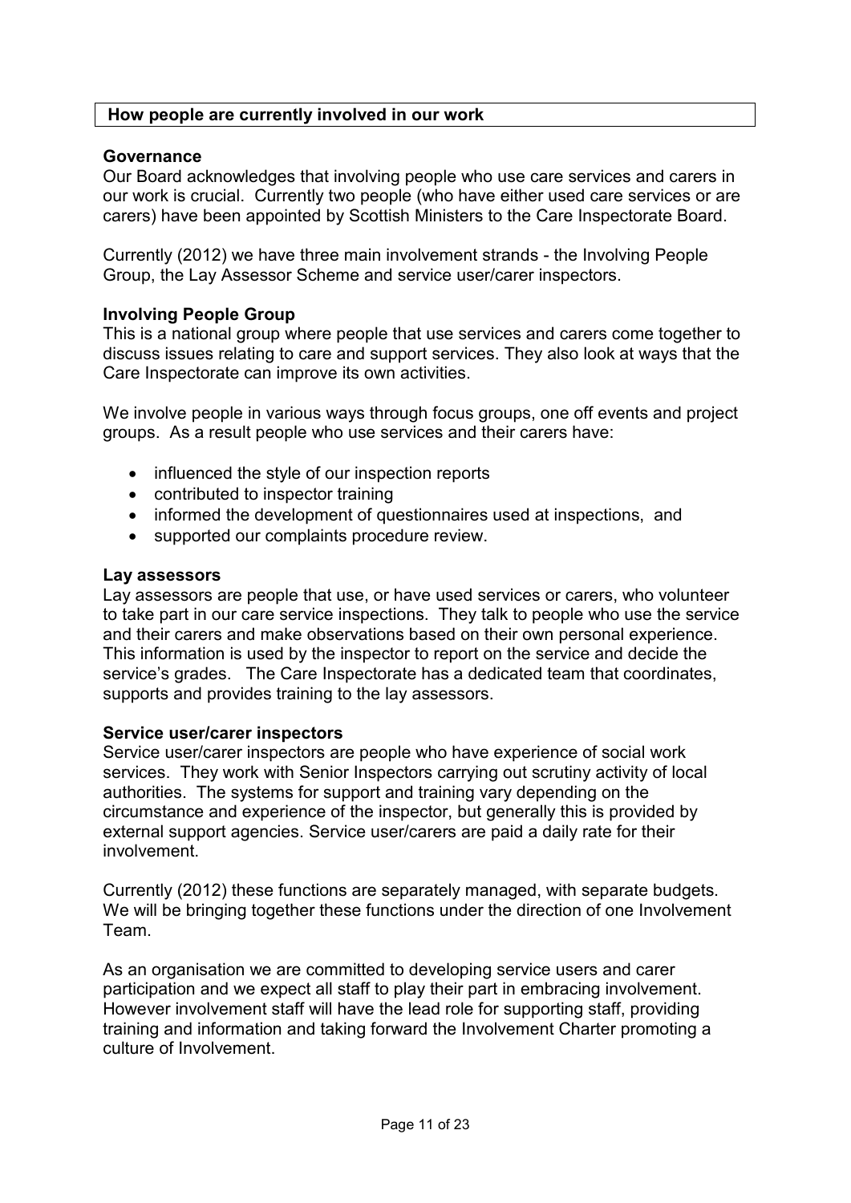## How people are currently involved in our work

### Governance

Our Board acknowledges that involving people who use care services and carers in our work is crucial. Currently two people (who have either used care services or are carers) have been appointed by Scottish Ministers to the Care Inspectorate Board.

Currently (2012) we have three main involvement strands - the Involving People Group, the Lay Assessor Scheme and service user/carer inspectors.

### Involving People Group

This is a national group where people that use services and carers come together to discuss issues relating to care and support services. They also look at ways that the Care Inspectorate can improve its own activities.

We involve people in various ways through focus groups, one off events and project groups. As a result people who use services and their carers have:

- influenced the style of our inspection reports
- contributed to inspector training
- informed the development of questionnaires used at inspections, and
- supported our complaints procedure review.

### Lay assessors

Lay assessors are people that use, or have used services or carers, who volunteer to take part in our care service inspections. They talk to people who use the service and their carers and make observations based on their own personal experience. This information is used by the inspector to report on the service and decide the service's grades. The Care Inspectorate has a dedicated team that coordinates, supports and provides training to the lay assessors.

### Service user/carer inspectors

Service user/carer inspectors are people who have experience of social work services. They work with Senior Inspectors carrying out scrutiny activity of local authorities. The systems for support and training vary depending on the circumstance and experience of the inspector, but generally this is provided by external support agencies. Service user/carers are paid a daily rate for their involvement.

Currently (2012) these functions are separately managed, with separate budgets. We will be bringing together these functions under the direction of one Involvement Team.

As an organisation we are committed to developing service users and carer participation and we expect all staff to play their part in embracing involvement. However involvement staff will have the lead role for supporting staff, providing training and information and taking forward the Involvement Charter promoting a culture of Involvement.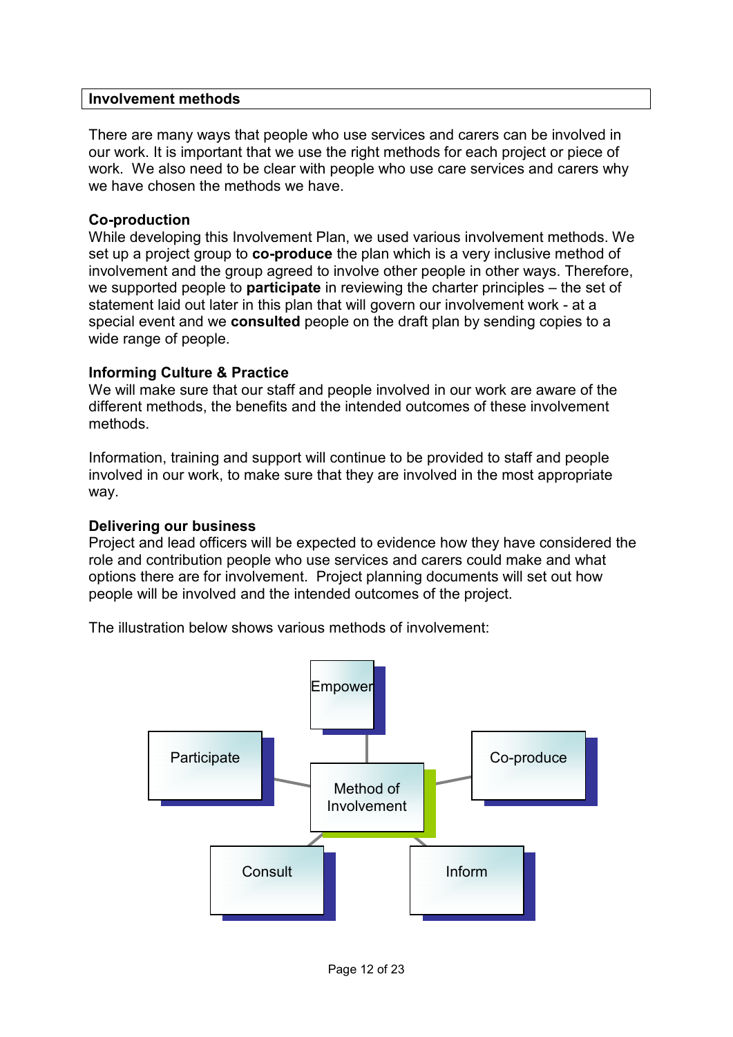## Involvement methods

There are many ways that people who use services and carers can be involved in our work. It is important that we use the right methods for each project or piece of work. We also need to be clear with people who use care services and carers why we have chosen the methods we have.

### Co-production

While developing this Involvement Plan, we used various involvement methods. We set up a project group to **co-produce** the plan which is a very inclusive method of involvement and the group agreed to involve other people in other ways. Therefore, we supported people to **participate** in reviewing the charter principles – the set of statement laid out later in this plan that will govern our involvement work - at a special event and we **consulted** people on the draft plan by sending copies to a wide range of people.

### Informing Culture & Practice

We will make sure that our staff and people involved in our work are aware of the different methods, the benefits and the intended outcomes of these involvement methods.

Information, training and support will continue to be provided to staff and people involved in our work, to make sure that they are involved in the most appropriate way.

### Delivering our business

Project and lead officers will be expected to evidence how they have considered the role and contribution people who use services and carers could make and what options there are for involvement. Project planning documents will set out how people will be involved and the intended outcomes of the project.

The illustration below shows various methods of involvement:

- Method of Involvement
  - Empower
  - Participate
  - Co-produce
  - Consult
  - Inform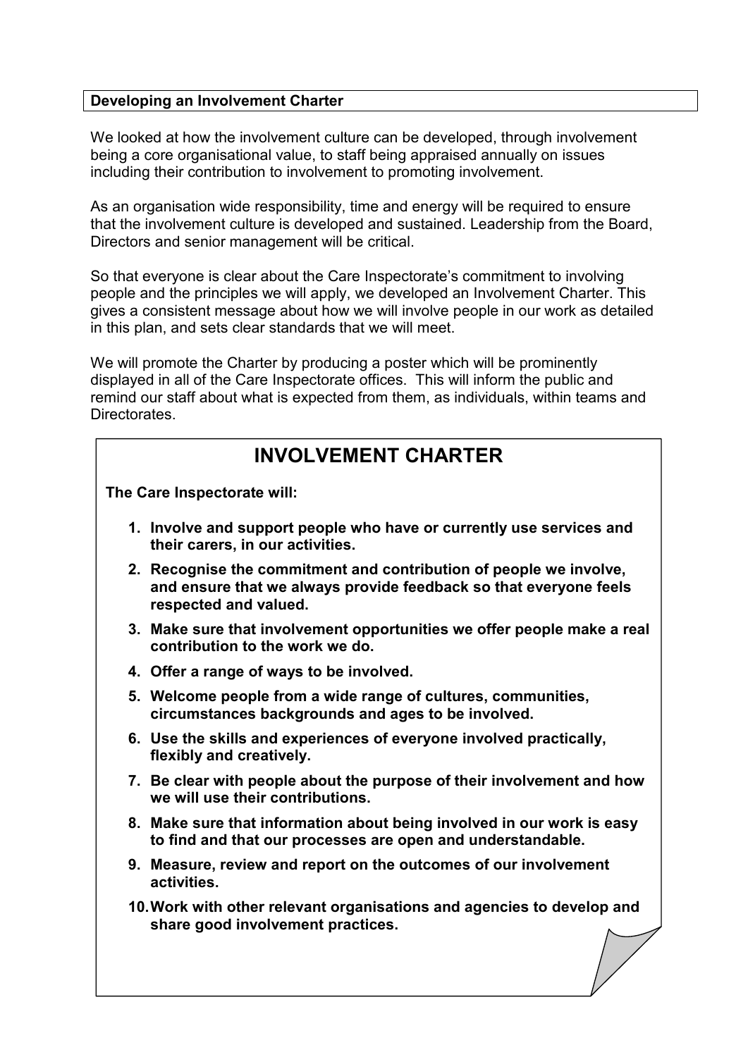**Developing an Involvement Charter**

We looked at how the involvement culture can be developed, through involvement being a core organisational value, to staff being appraised annually on issues including their contribution to involvement to promoting involvement.

As an organisation wide responsibility, time and energy will be required to ensure that the involvement culture is developed and sustained. Leadership from the Board, Directors and senior management will be critical.

So that everyone is clear about the Care Inspectorate's commitment to involving people and the principles we will apply, we developed an Involvement Charter. This gives a consistent message about how we will involve people in our work as detailed in this plan, and sets clear standards that we will meet.

We will promote the Charter by producing a poster which will be prominently displayed in all of the Care Inspectorate offices. This will inform the public and remind our staff about what is expected from them, as individuals, within teams and Directorates.

## INVOLVEMENT CHARTER

**The Care Inspectorate will:**

1. **Involve and support people who have or currently use services and their carers, in our activities.**
2. **Recognise the commitment and contribution of people we involve, and ensure that we always provide feedback so that everyone feels respected and valued.**
3. **Make sure that involvement opportunities we offer people make a real contribution to the work we do.**
4. **Offer a range of ways to be involved.**
5. **Welcome people from a wide range of cultures, communities, circumstances backgrounds and ages to be involved.**
6. **Use the skills and experiences of everyone involved practically, flexibly and creatively.**
7. **Be clear with people about the purpose of their involvement and how we will use their contributions.**
8. **Make sure that information about being involved in our work is easy to find and that our processes are open and understandable.**
9. **Measure, review and report on the outcomes of our involvement activities.**
10. **Work with other relevant organisations and agencies to develop and share good involvement practices.**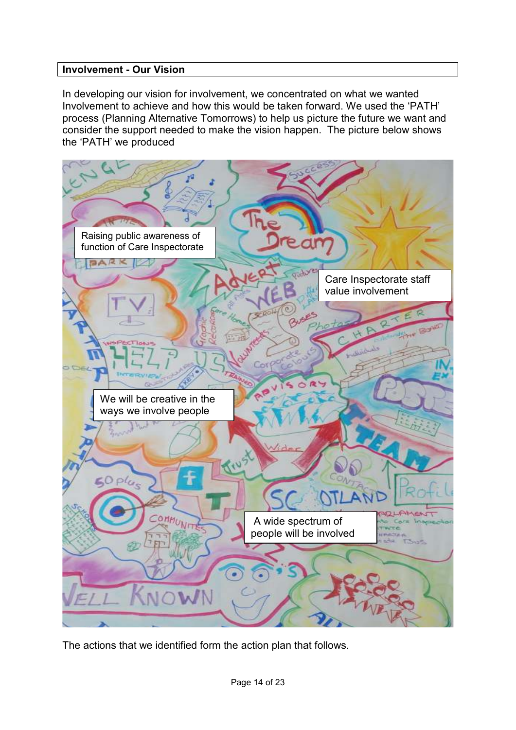## Involvement - Our Vision

In developing our vision for involvement, we concentrated on what we wanted Involvement to achieve and how this would be taken forward. We used the 'PATH' process (Planning Alternative Tomorrows) to help us picture the future we want and consider the support needed to make the vision happen. The picture below shows the 'PATH' we produced

Raising public awareness of function of Care Inspectorate

Care Inspectorate staff value involvement

We will be creative in the ways we involve people

A wide spectrum of people will be involved

The actions that we identified form the action plan that follows.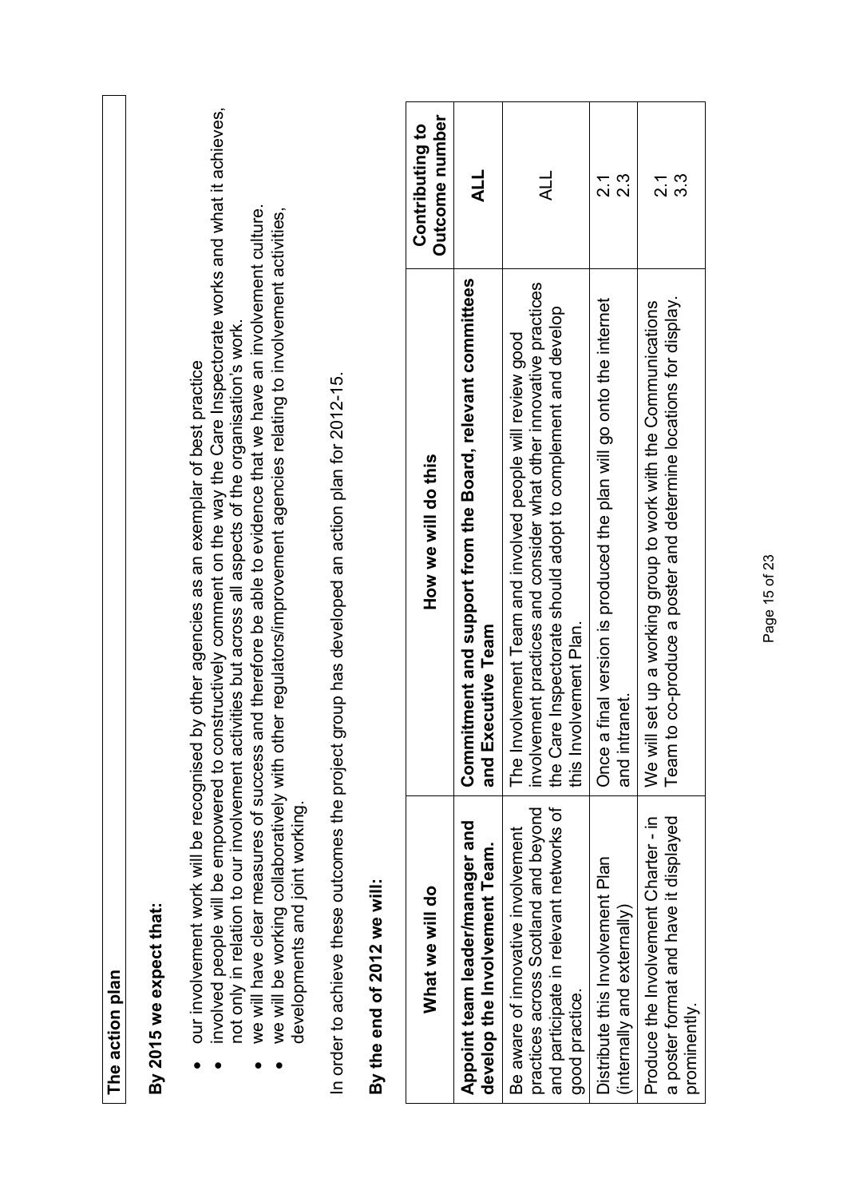## The action plan

**By 2015 we expect that:**

- our involvement work will be recognised by other agencies as an exemplar of best practice
- involved people will be empowered to constructively comment on the way the Care Inspectorate works and what it achieves, not only in relation to our involvement activities but across all aspects of the organisation's work.
- we will have clear measures of success and therefore be able to evidence that we have an involvement culture.
- we will be working collaboratively with other regulators/improvement agencies relating to involvement activities, developments and joint working.

In order to achieve these outcomes the project group has developed an action plan for 2012-15.

**By the end of 2012 we will:**

| What we will do | How we will do this | Contributing to Outcome number |
|---|---|---|
| **Appoint team leader/manager and develop the Involvement Team.** | **Commitment and support from the Board, relevant committees and Executive Team** | **ALL** |
| Be aware of innovative involvement practices across Scotland and beyond and participate in relevant networks of good practice. | The Involvement Team and involved people will review good involvement practices and consider what other innovative practices the Care Inspectorate should adopt to complement and develop this Involvement Plan. | ALL |
| Distribute this Involvement Plan (internally and externally) | Once a final version is produced the plan will go onto the internet and intranet. | 2.1<br>2.3 |
| Produce the Involvement Charter - in a poster format and have it displayed prominently. | We will set up a working group to work with the Communications Team to co-produce a poster and determine locations for display. | 2.1<br>3.3 |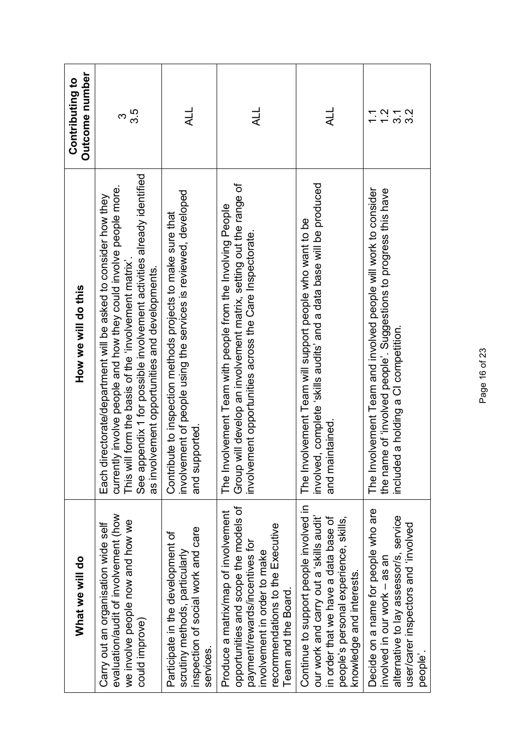| What we will do | How we will do this | Contributing to Outcome number |
|---|---|---|
| Carry out an organisation wide self evaluation/audit of involvement (how we involve people now and how we could improve) | Each directorate/department will be asked to consider how they currently involve people and how they could involve people more. This will form the basis of the 'involvement matrix'. See appendix 1 for possible involvement activities already identified as involvement opportunities and developments. | 3<br>3.5 |
| Participate in the development of scrutiny methods, particularly inspection of social work and care services. | Contribute to inspection methods projects to make sure that involvement of people using the services is reviewed, developed and supported. | ALL |
| Produce a matrix/map of involvement opportunities and scope the models of payment/rewards/incentives for involvement in order to make recommendations to the Executive Team and the Board. | The Involvement Team with people from the Involving People Group will develop an involvement matrix, setting out the range of involvement opportunities across the Care Inspectorate. | ALL |
| Continue to support people involved in our work and carry out a 'skills audit' in order that we have a data base of people's personal experience, skills, knowledge and interests. | The Involvement Team will support people who want to be involved, complete 'skills audits' and a data base will be produced and maintained. | ALL |
| Decide on a name for people who are involved in our work – as an alternative to lay assessor/s, service user/carer inspectors and 'involved people'. | The Involvement Team and involved people will work to consider the name of 'involved people'. Suggestions to progress this have included a holding a CI competition. | 1.1<br>1.2<br>3.1<br>3.2 |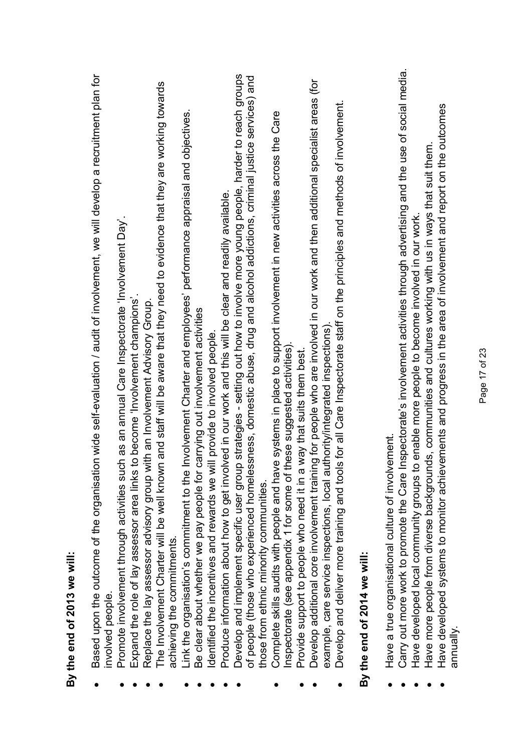**By the end of 2013 we will:**

- Based upon the outcome of the organisation wide self-evaluation / audit of involvement, we will develop a recruitment plan for involved people.
- Promote involvement through activities such as an annual Care Inspectorate 'Involvement Day'.
- Expand the role of lay assessor area links to become 'Involvement champions'.
- Replace the lay assessor advisory group with an Involvement Advisory Group.
- The Involvement Charter will be well known and staff will be aware that they need to evidence that they are working towards achieving the commitments.
- Link the organisation's commitment to the Involvement Charter and employees' performance appraisal and objectives.
- Be clear about whether we pay people for carrying out involvement activities
- Identified the incentives and rewards we will provide to involved people.
- Produce information about how to get involved in our work and this will be clear and readily available.
- Develop and implement specific user group strategies - setting out how to involve more young people, harder to reach groups of people (those who experienced homelessness, domestic abuse, drug and alcohol addictions, criminal justice services) and those from ethnic minority communities.
- Complete skills audits with people and have systems in place to support involvement in new activities across the Care Inspectorate (see appendix 1 for some of these suggested activities).
- Provide support to people who need it in a way that suits them best.
- Develop additional core involvement training for people who are involved in our work and then additional specialist areas (for example, care service inspections, local authority/integrated inspections).
- Develop and deliver more training and tools for all Care Inspectorate staff on the principles and methods of involvement.

**By the end of 2014 we will:**

- Have a true organisational culture of involvement.
- Carry out more work to promote the Care Inspectorate's involvement activities through advertising and the use of social media.
- Have developed local community groups to enable more people to become involved in our work.
- Have more people from diverse backgrounds, communities and cultures working with us in ways that suit them.
- Have developed systems to monitor achievements and progress in the area of involvement and report on the outcomes annually.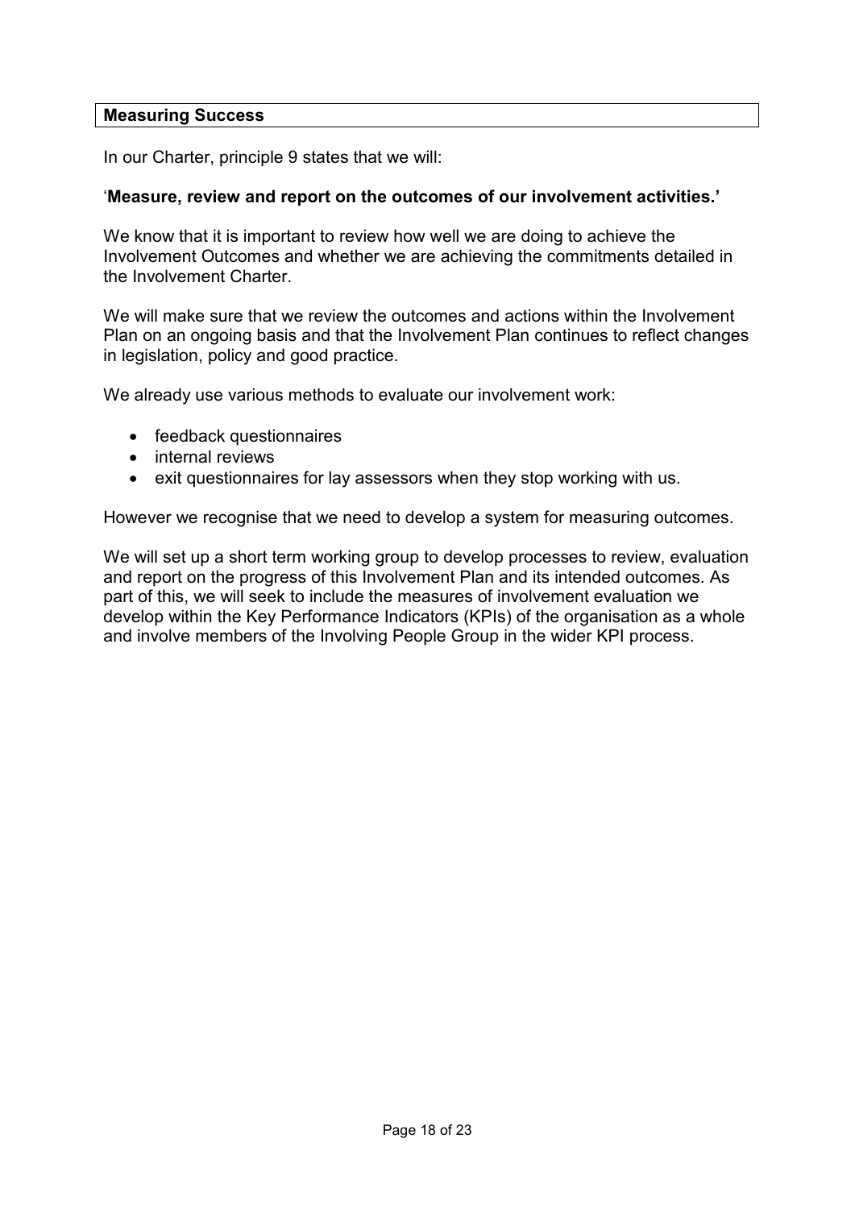## Measuring Success

In our Charter, principle 9 states that we will:

‘**Measure, review and report on the outcomes of our involvement activities.’**

We know that it is important to review how well we are doing to achieve the Involvement Outcomes and whether we are achieving the commitments detailed in the Involvement Charter.

We will make sure that we review the outcomes and actions within the Involvement Plan on an ongoing basis and that the Involvement Plan continues to reflect changes in legislation, policy and good practice.

We already use various methods to evaluate our involvement work:

- feedback questionnaires
- internal reviews
- exit questionnaires for lay assessors when they stop working with us.

However we recognise that we need to develop a system for measuring outcomes.

We will set up a short term working group to develop processes to review, evaluation and report on the progress of this Involvement Plan and its intended outcomes. As part of this, we will seek to include the measures of involvement evaluation we develop within the Key Performance Indicators (KPIs) of the organisation as a whole and involve members of the Involving People Group in the wider KPI process.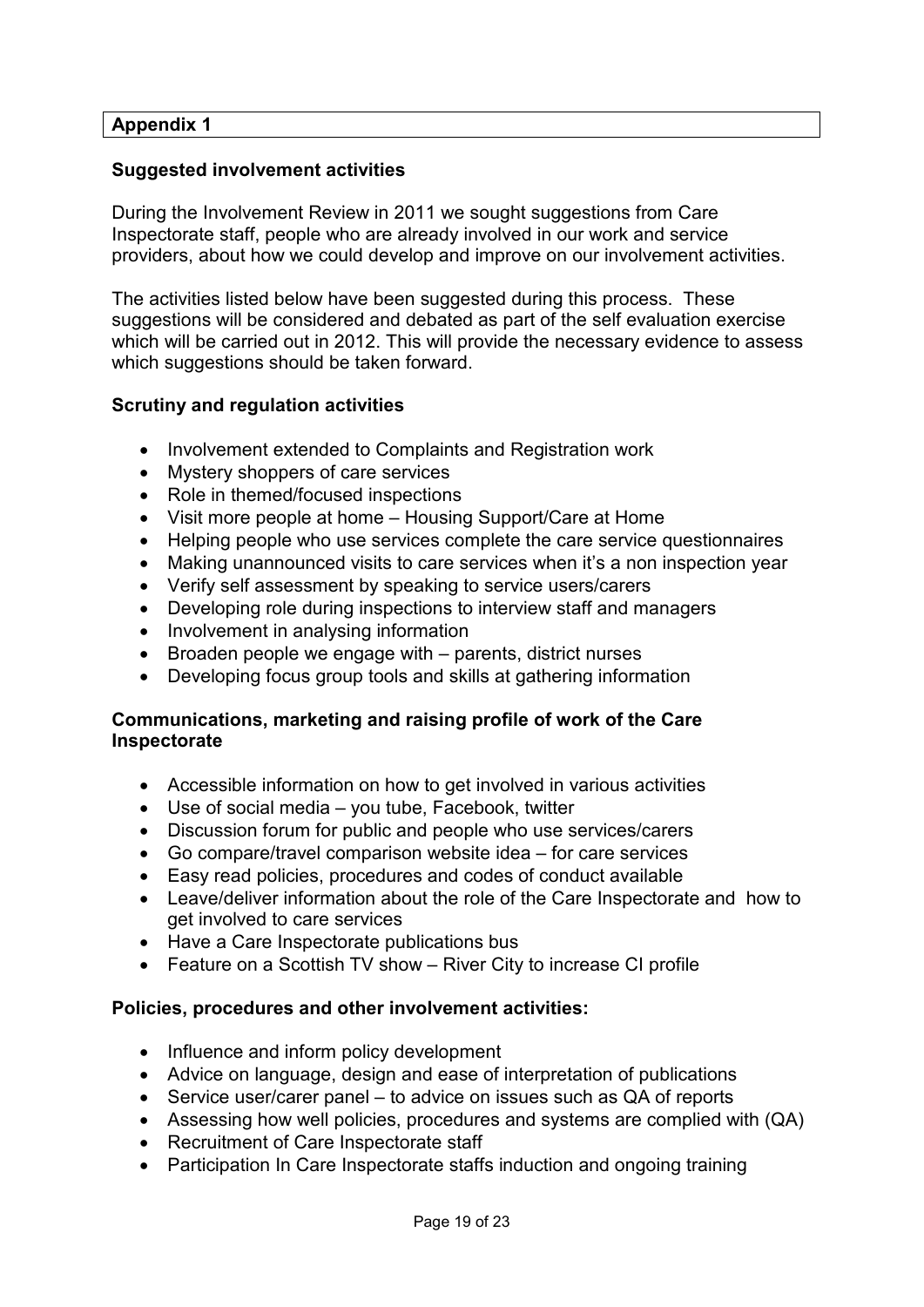## Appendix 1

### Suggested involvement activities

During the Involvement Review in 2011 we sought suggestions from Care Inspectorate staff, people who are already involved in our work and service providers, about how we could develop and improve on our involvement activities.

The activities listed below have been suggested during this process. These suggestions will be considered and debated as part of the self evaluation exercise which will be carried out in 2012. This will provide the necessary evidence to assess which suggestions should be taken forward.

**Scrutiny and regulation activities**

- Involvement extended to Complaints and Registration work
- Mystery shoppers of care services
- Role in themed/focused inspections
- Visit more people at home – Housing Support/Care at Home
- Helping people who use services complete the care service questionnaires
- Making unannounced visits to care services when it's a non inspection year
- Verify self assessment by speaking to service users/carers
- Developing role during inspections to interview staff and managers
- Involvement in analysing information
- Broaden people we engage with – parents, district nurses
- Developing focus group tools and skills at gathering information

**Communications, marketing and raising profile of work of the Care Inspectorate**

- Accessible information on how to get involved in various activities
- Use of social media – you tube, Facebook, twitter
- Discussion forum for public and people who use services/carers
- Go compare/travel comparison website idea – for care services
- Easy read policies, procedures and codes of conduct available
- Leave/deliver information about the role of the Care Inspectorate and how to get involved to care services
- Have a Care Inspectorate publications bus
- Feature on a Scottish TV show – River City to increase CI profile

**Policies, procedures and other involvement activities:**

- Influence and inform policy development
- Advice on language, design and ease of interpretation of publications
- Service user/carer panel – to advice on issues such as QA of reports
- Assessing how well policies, procedures and systems are complied with (QA)
- Recruitment of Care Inspectorate staff
- Participation In Care Inspectorate staffs induction and ongoing training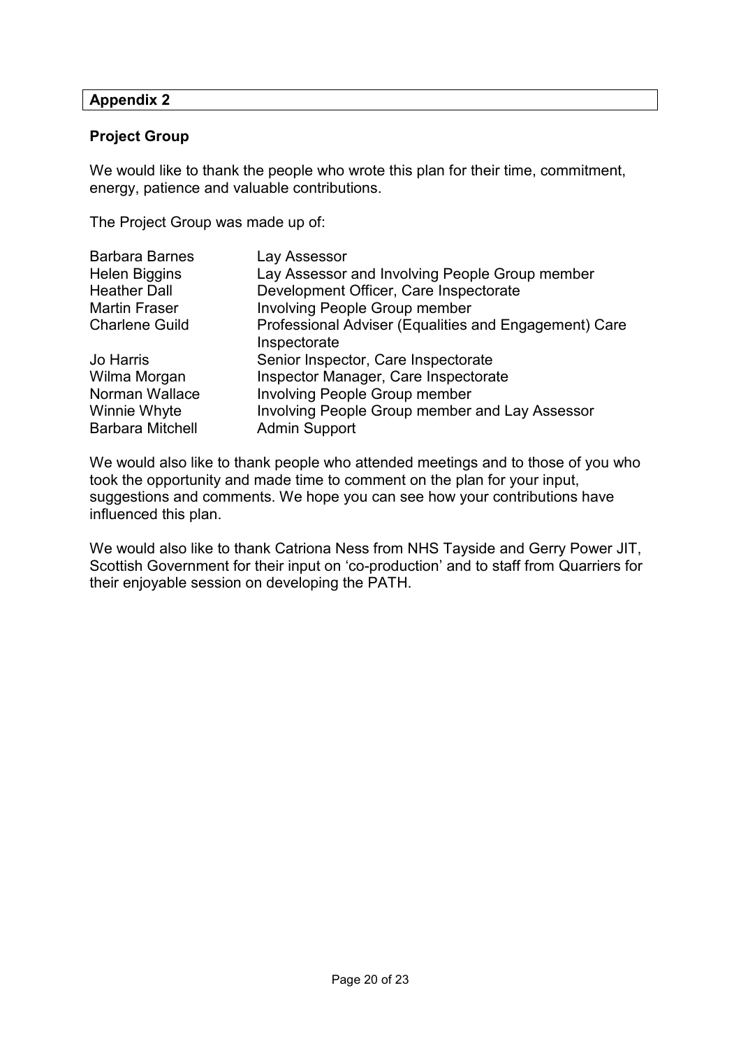## Appendix 2

### Project Group

We would like to thank the people who wrote this plan for their time, commitment, energy, patience and valuable contributions.

The Project Group was made up of:

| | |
|---|---|
| Barbara Barnes | Lay Assessor |
| Helen Biggins | Lay Assessor and Involving People Group member |
| Heather Dall | Development Officer, Care Inspectorate |
| Martin Fraser | Involving People Group member |
| Charlene Guild | Professional Adviser (Equalities and Engagement) Care Inspectorate |
| Jo Harris | Senior Inspector, Care Inspectorate |
| Wilma Morgan | Inspector Manager, Care Inspectorate |
| Norman Wallace | Involving People Group member |
| Winnie Whyte | Involving People Group member and Lay Assessor |
| Barbara Mitchell | Admin Support |

We would also like to thank people who attended meetings and to those of you who took the opportunity and made time to comment on the plan for your input, suggestions and comments. We hope you can see how your contributions have influenced this plan.

We would also like to thank Catriona Ness from NHS Tayside and Gerry Power JIT, Scottish Government for their input on 'co-production' and to staff from Quarriers for their enjoyable session on developing the PATH.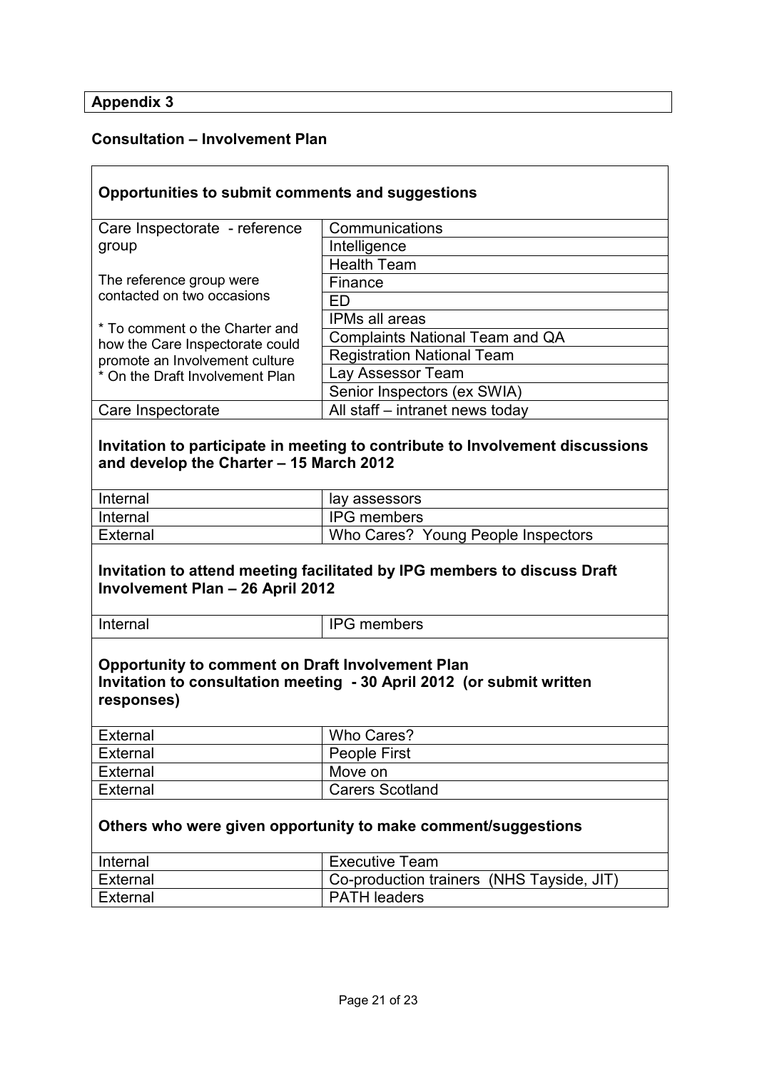**Appendix 3**

**Consultation – Involvement Plan**

**Opportunities to submit comments and suggestions**

| | |
|---|---|
| Care Inspectorate - reference group<br><br>The reference group were contacted on two occasions<br><br>* To comment o the Charter and how the Care Inspectorate could promote an Involvement culture<br>* On the Draft Involvement Plan | Communications |
| | Intelligence |
| | Health Team |
| | Finance |
| | ED |
| | IPMs all areas |
| | Complaints National Team and QA |
| | Registration National Team |
| | Lay Assessor Team |
| | Senior Inspectors (ex SWIA) |
| Care Inspectorate | All staff – intranet news today |

**Invitation to participate in meeting to contribute to Involvement discussions and develop the Charter – 15 March 2012**

| | |
|---|---|
| Internal | lay assessors |
| Internal | IPG members |
| External | Who Cares? Young People Inspectors |

**Invitation to attend meeting facilitated by IPG members to discuss Draft Involvement Plan – 26 April 2012**

| | |
|---|---|
| Internal | IPG members |

**Opportunity to comment on Draft Involvement Plan**
**Invitation to consultation meeting - 30 April 2012 (or submit written responses)**

| | |
|---|---|
| External | Who Cares? |
| External | People First |
| External | Move on |
| External | Carers Scotland |

**Others who were given opportunity to make comment/suggestions**

| | |
|---|---|
| Internal | Executive Team |
| External | Co-production trainers (NHS Tayside, JIT) |
| External | PATH leaders |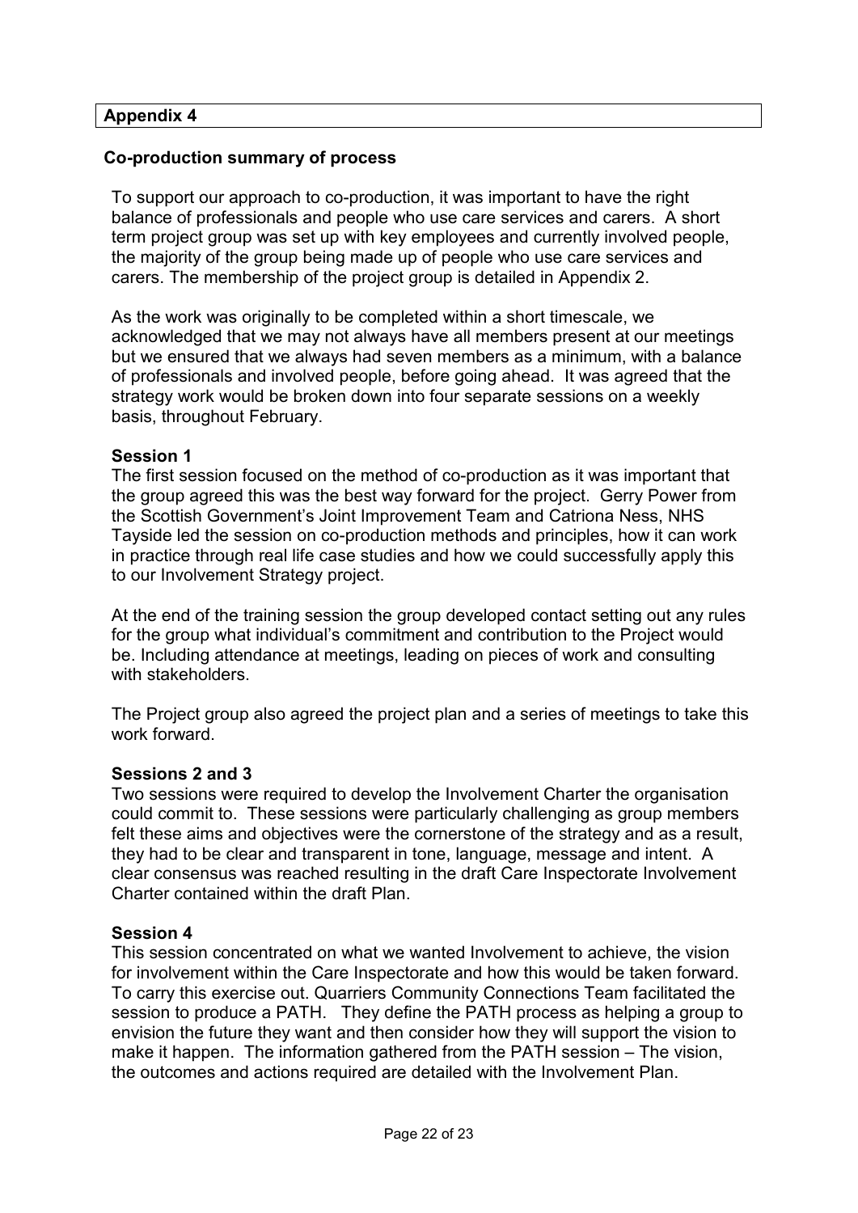## Appendix 4

### Co-production summary of process

To support our approach to co-production, it was important to have the right balance of professionals and people who use care services and carers. A short term project group was set up with key employees and currently involved people, the majority of the group being made up of people who use care services and carers. The membership of the project group is detailed in Appendix 2.

As the work was originally to be completed within a short timescale, we acknowledged that we may not always have all members present at our meetings but we ensured that we always had seven members as a minimum, with a balance of professionals and involved people, before going ahead. It was agreed that the strategy work would be broken down into four separate sessions on a weekly basis, throughout February.

**Session 1**

The first session focused on the method of co-production as it was important that the group agreed this was the best way forward for the project. Gerry Power from the Scottish Government's Joint Improvement Team and Catriona Ness, NHS Tayside led the session on co-production methods and principles, how it can work in practice through real life case studies and how we could successfully apply this to our Involvement Strategy project.

At the end of the training session the group developed contact setting out any rules for the group what individual's commitment and contribution to the Project would be. Including attendance at meetings, leading on pieces of work and consulting with stakeholders.

The Project group also agreed the project plan and a series of meetings to take this work forward.

**Sessions 2 and 3**

Two sessions were required to develop the Involvement Charter the organisation could commit to. These sessions were particularly challenging as group members felt these aims and objectives were the cornerstone of the strategy and as a result, they had to be clear and transparent in tone, language, message and intent. A clear consensus was reached resulting in the draft Care Inspectorate Involvement Charter contained within the draft Plan.

**Session 4**

This session concentrated on what we wanted Involvement to achieve, the vision for involvement within the Care Inspectorate and how this would be taken forward. To carry this exercise out. Quarriers Community Connections Team facilitated the session to produce a PATH. They define the PATH process as helping a group to envision the future they want and then consider how they will support the vision to make it happen. The information gathered from the PATH session – The vision, the outcomes and actions required are detailed with the Involvement Plan.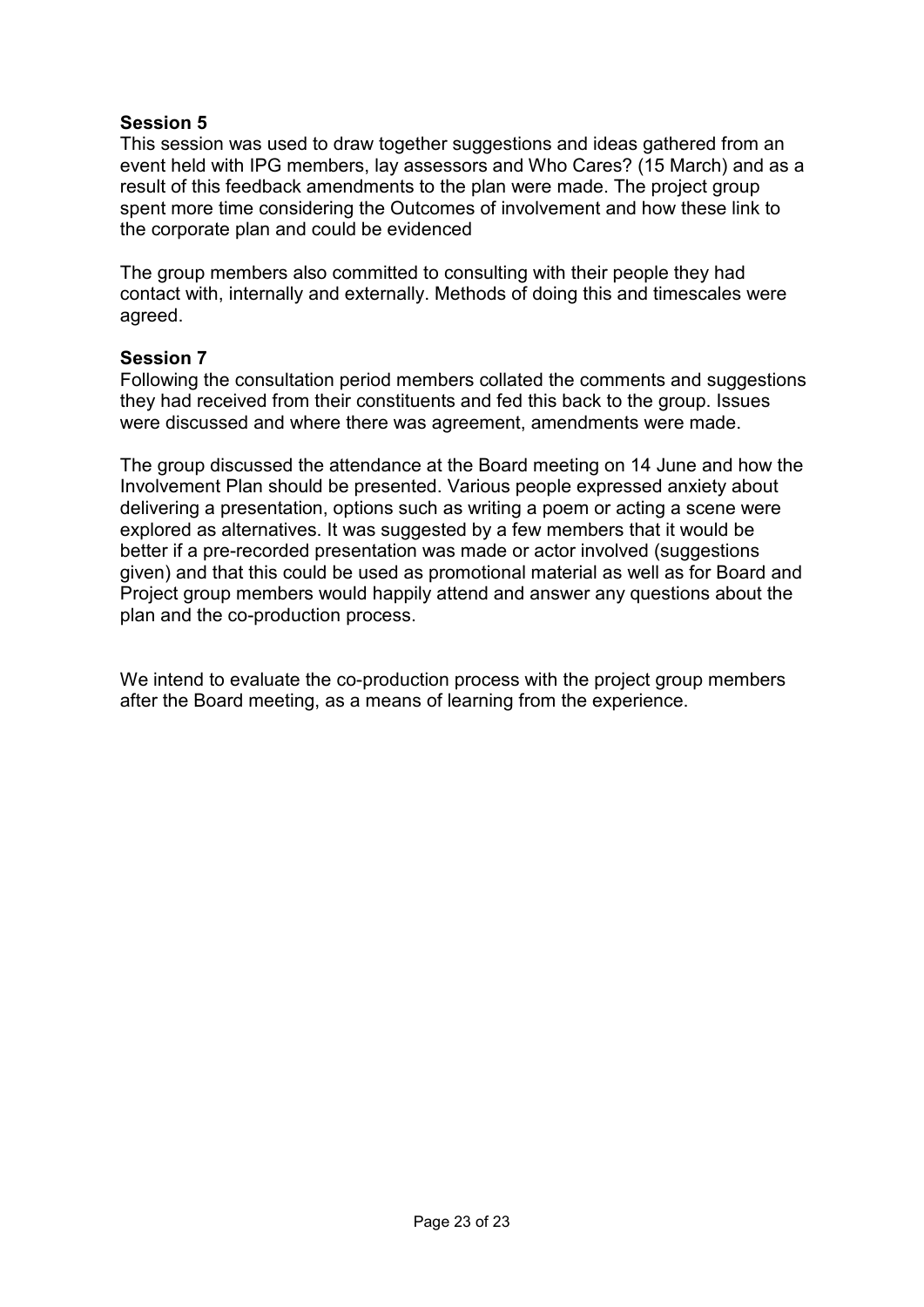**Session 5**

This session was used to draw together suggestions and ideas gathered from an event held with IPG members, lay assessors and Who Cares? (15 March) and as a result of this feedback amendments to the plan were made. The project group spent more time considering the Outcomes of involvement and how these link to the corporate plan and could be evidenced

The group members also committed to consulting with their people they had contact with, internally and externally. Methods of doing this and timescales were agreed.

**Session 7**

Following the consultation period members collated the comments and suggestions they had received from their constituents and fed this back to the group. Issues were discussed and where there was agreement, amendments were made.

The group discussed the attendance at the Board meeting on 14 June and how the Involvement Plan should be presented. Various people expressed anxiety about delivering a presentation, options such as writing a poem or acting a scene were explored as alternatives. It was suggested by a few members that it would be better if a pre-recorded presentation was made or actor involved (suggestions given) and that this could be used as promotional material as well as for Board and Project group members would happily attend and answer any questions about the plan and the co-production process.

We intend to evaluate the co-production process with the project group members after the Board meeting, as a means of learning from the experience.